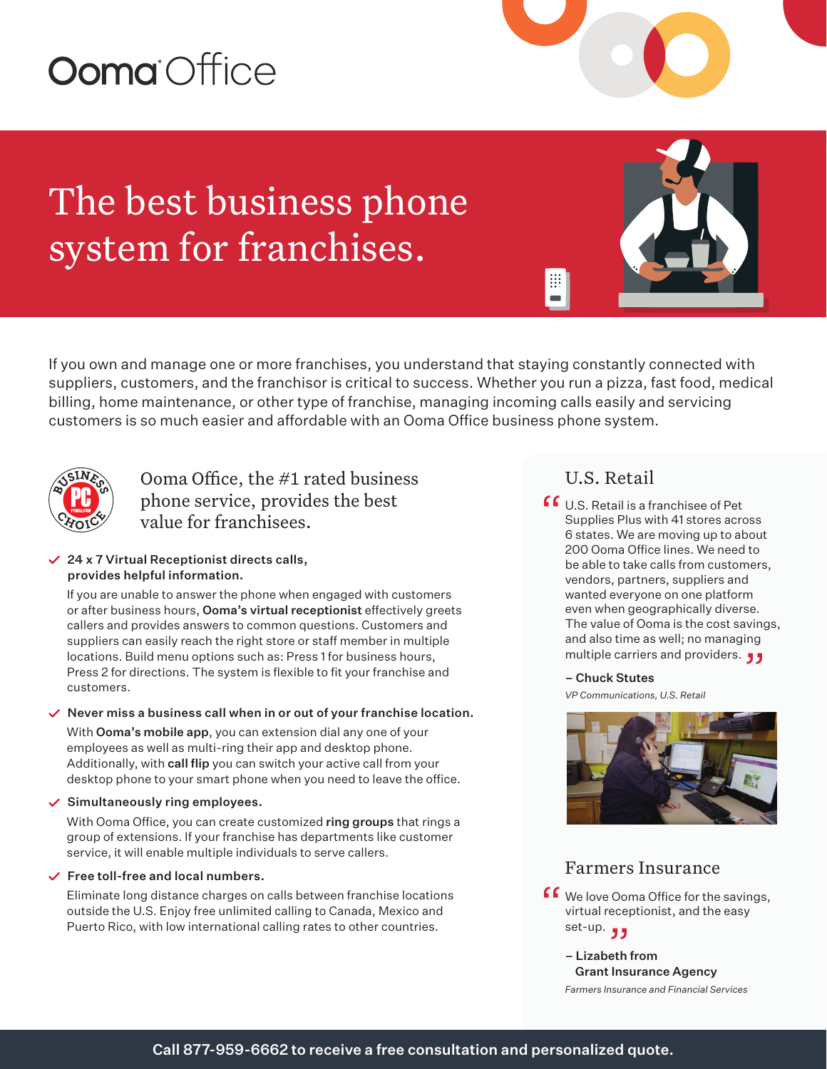# Ooma Office

## The best business phone system for franchises.

If you own and manage one or more franchises, you understand that staying constantly connected with suppliers, customers, and the franchisor is critical to success. Whether you run a pizza, fast food, medical billing, home maintenance, or other type of franchise, managing incoming calls easily and servicing customers is so much easier and affordable with an Ooma Office business phone system.

### Ooma Office, the #1 rated business phone service, provides the best value for franchisees.

- **24 x 7 Virtual Receptionist directs calls, provides helpful information.**

  If you are unable to answer the phone when engaged with customers or after business hours, **Ooma's virtual receptionist** effectively greets callers and provides answers to common questions. Customers and suppliers can easily reach the right store or staff member in multiple locations. Build menu options such as: Press 1 for business hours, Press 2 for directions. The system is flexible to fit your franchise and customers.

- **Never miss a business call when in or out of your franchise location.**

  With **Ooma's mobile app**, you can extension dial any one of your employees as well as multi-ring their app and desktop phone. Additionally, with **call flip** you can switch your active call from your desktop phone to your smart phone when you need to leave the office.

- **Simultaneously ring employees.**

  With Ooma Office, you can create customized **ring groups** that rings a group of extensions. If your franchise has departments like customer service, it will enable multiple individuals to serve callers.

- **Free toll-free and local numbers.**

  Eliminate long distance charges on calls between franchise locations outside the U.S. Enjoy free unlimited calling to Canada, Mexico and Puerto Rico, with low international calling rates to other countries.

### U.S. Retail

"U.S. Retail is a franchisee of Pet Supplies Plus with 41 stores across 6 states. We are moving up to about 200 Ooma Office lines. We need to be able to take calls from customers, vendors, partners, suppliers and wanted everyone on one platform even when geographically diverse. The value of Ooma is the cost savings, and also time as well; no managing multiple carriers and providers."

**– Chuck Stutes**
*VP Communications, U.S. Retail*

### Farmers Insurance

"We love Ooma Office for the savings, virtual receptionist, and the easy set-up."

**– Lizabeth from Grant Insurance Agency**
*Farmers Insurance and Financial Services*

**Call 877-959-6662 to receive a free consultation and personalized quote.**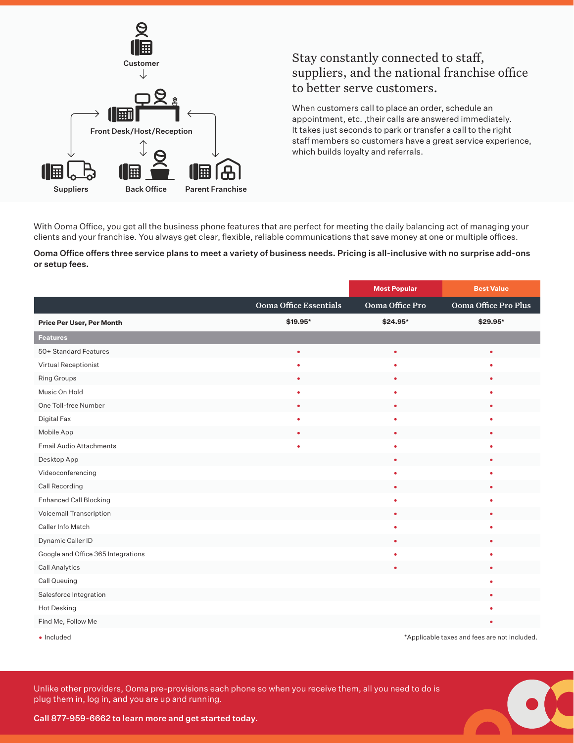Customer

Front Desk/Host/Reception

Suppliers

Back Office

Parent Franchise

## Stay constantly connected to staff, suppliers, and the national franchise office to better serve customers.

When customers call to place an order, schedule an appointment, etc. ,their calls are answered immediately. It takes just seconds to park or transfer a call to the right staff members so customers have a great service experience, which builds loyalty and referrals.

With Ooma Office, you get all the business phone features that are perfect for meeting the daily balancing act of managing your clients and your franchise. You always get clear, flexible, reliable communications that save money at one or multiple offices.

**Ooma Office offers three service plans to meet a variety of business needs. Pricing is all-inclusive with no surprise add-ons or setup fees.**

| | | Most Popular | Best Value |
|---|---|---|---|
| | Ooma Office Essentials | Ooma Office Pro | Ooma Office Pro Plus |
| **Price Per User, Per Month** | **$19.95*** | **$24.95*** | **$29.95*** |
| **Features** | | | |
| 50+ Standard Features | • | • | • |
| Virtual Receptionist | • | • | • |
| Ring Groups | • | • | • |
| Music On Hold | • | • | • |
| One Toll-free Number | • | • | • |
| Digital Fax | • | • | • |
| Mobile App | • | • | • |
| Email Audio Attachments | • | • | • |
| Desktop App | | • | • |
| Videoconferencing | | • | • |
| Call Recording | | • | • |
| Enhanced Call Blocking | | • | • |
| Voicemail Transcription | | • | • |
| Caller Info Match | | • | • |
| Dynamic Caller ID | | • | • |
| Google and Office 365 Integrations | | • | • |
| Call Analytics | | • | • |
| Call Queuing | | | • |
| Salesforce Integration | | | • |
| Hot Desking | | | • |
| Find Me, Follow Me | | | • |

• Included

*Applicable taxes and fees are not included.

Unlike other providers, Ooma pre-provisions each phone so when you receive them, all you need to do is plug them in, log in, and you are up and running.

**Call 877-959-6662 to learn more and get started today.**